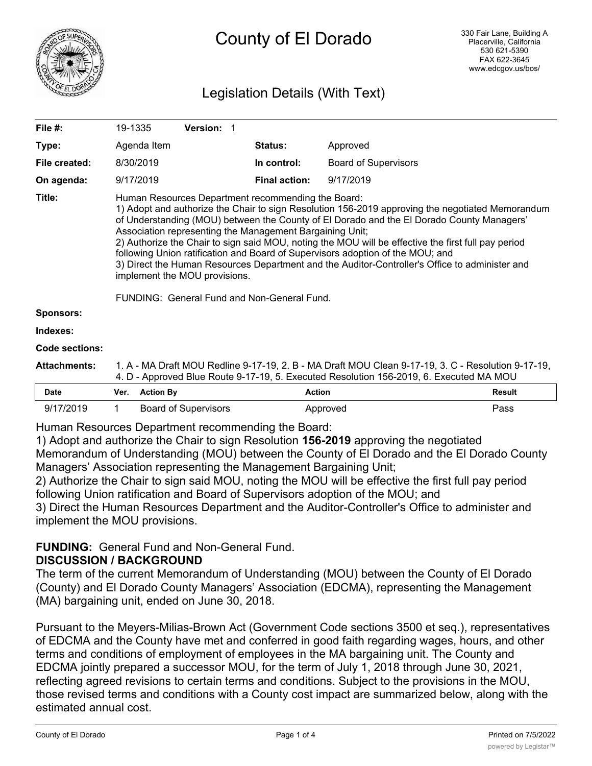# County of El Dorado

330 Fair Lane, Building A
Placerville, California
530 621-5390
FAX 622-3645
www.edcgov.us/bos/

## Legislation Details (With Text)

| | | | |
|---|---|---|---|
| **File #:** | 19-1335 **Version:** 1 | | |
| **Type:** | Agenda Item | **Status:** | Approved |
| **File created:** | 8/30/2019 | **In control:** | Board of Supervisors |
| **On agenda:** | 9/17/2019 | **Final action:** | 9/17/2019 |

**Title:** Human Resources Department recommending the Board:
1) Adopt and authorize the Chair to sign Resolution 156-2019 approving the negotiated Memorandum of Understanding (MOU) between the County of El Dorado and the El Dorado County Managers' Association representing the Management Bargaining Unit;
2) Authorize the Chair to sign said MOU, noting the MOU will be effective the first full pay period following Union ratification and Board of Supervisors adoption of the MOU; and
3) Direct the Human Resources Department and the Auditor-Controller's Office to administer and implement the MOU provisions.

FUNDING: General Fund and Non-General Fund.

**Sponsors:**

**Indexes:**

**Code sections:**

**Attachments:** 1. A - MA Draft MOU Redline 9-17-19, 2. B - MA Draft MOU Clean 9-17-19, 3. C - Resolution 9-17-19, 4. D - Approved Blue Route 9-17-19, 5. Executed Resolution 156-2019, 6. Executed MA MOU

| Date | Ver. | Action By | Action | Result |
|---|---|---|---|---|
| 9/17/2019 | 1 | Board of Supervisors | Approved | Pass |

Human Resources Department recommending the Board:
1) Adopt and authorize the Chair to sign Resolution **156-2019** approving the negotiated Memorandum of Understanding (MOU) between the County of El Dorado and the El Dorado County Managers' Association representing the Management Bargaining Unit;
2) Authorize the Chair to sign said MOU, noting the MOU will be effective the first full pay period following Union ratification and Board of Supervisors adoption of the MOU; and
3) Direct the Human Resources Department and the Auditor-Controller's Office to administer and implement the MOU provisions.

**FUNDING:** General Fund and Non-General Fund.

**DISCUSSION / BACKGROUND**

The term of the current Memorandum of Understanding (MOU) between the County of El Dorado (County) and El Dorado County Managers' Association (EDCMA), representing the Management (MA) bargaining unit, ended on June 30, 2018.

Pursuant to the Meyers-Milias-Brown Act (Government Code sections 3500 et seq.), representatives of EDCMA and the County have met and conferred in good faith regarding wages, hours, and other terms and conditions of employment of employees in the MA bargaining unit. The County and EDCMA jointly prepared a successor MOU, for the term of July 1, 2018 through June 30, 2021, reflecting agreed revisions to certain terms and conditions. Subject to the provisions in the MOU, those revised terms and conditions with a County cost impact are summarized below, along with the estimated annual cost.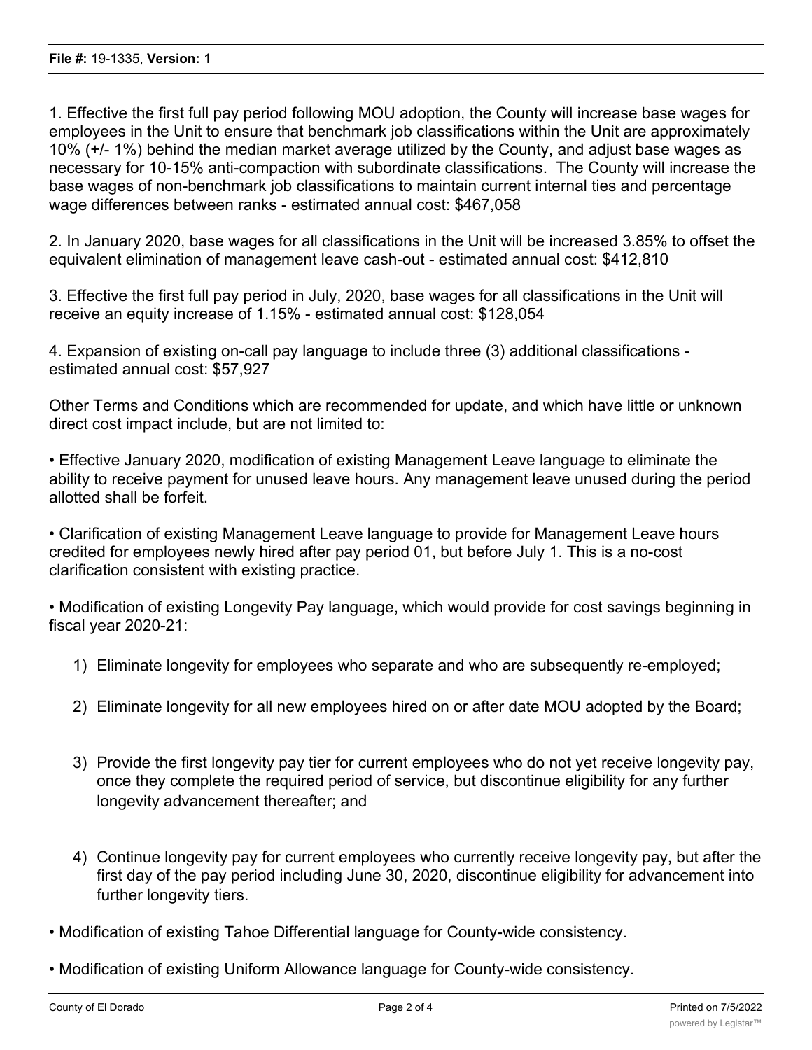1. Effective the first full pay period following MOU adoption, the County will increase base wages for employees in the Unit to ensure that benchmark job classifications within the Unit are approximately 10% (+/- 1%) behind the median market average utilized by the County, and adjust base wages as necessary for 10-15% anti-compaction with subordinate classifications. The County will increase the base wages of non-benchmark job classifications to maintain current internal ties and percentage wage differences between ranks - estimated annual cost: $467,058

2. In January 2020, base wages for all classifications in the Unit will be increased 3.85% to offset the equivalent elimination of management leave cash-out - estimated annual cost: $412,810

3. Effective the first full pay period in July, 2020, base wages for all classifications in the Unit will receive an equity increase of 1.15% - estimated annual cost: $128,054

4. Expansion of existing on-call pay language to include three (3) additional classifications - estimated annual cost: $57,927

Other Terms and Conditions which are recommended for update, and which have little or unknown direct cost impact include, but are not limited to:

- Effective January 2020, modification of existing Management Leave language to eliminate the ability to receive payment for unused leave hours. Any management leave unused during the period allotted shall be forfeit.

- Clarification of existing Management Leave language to provide for Management Leave hours credited for employees newly hired after pay period 01, but before July 1. This is a no-cost clarification consistent with existing practice.

- Modification of existing Longevity Pay language, which would provide for cost savings beginning in fiscal year 2020-21:

  1) Eliminate longevity for employees who separate and who are subsequently re-employed;

  2) Eliminate longevity for all new employees hired on or after date MOU adopted by the Board;

  3) Provide the first longevity pay tier for current employees who do not yet receive longevity pay, once they complete the required period of service, but discontinue eligibility for any further longevity advancement thereafter; and

  4) Continue longevity pay for current employees who currently receive longevity pay, but after the first day of the pay period including June 30, 2020, discontinue eligibility for advancement into further longevity tiers.

- Modification of existing Tahoe Differential language for County-wide consistency.

- Modification of existing Uniform Allowance language for County-wide consistency.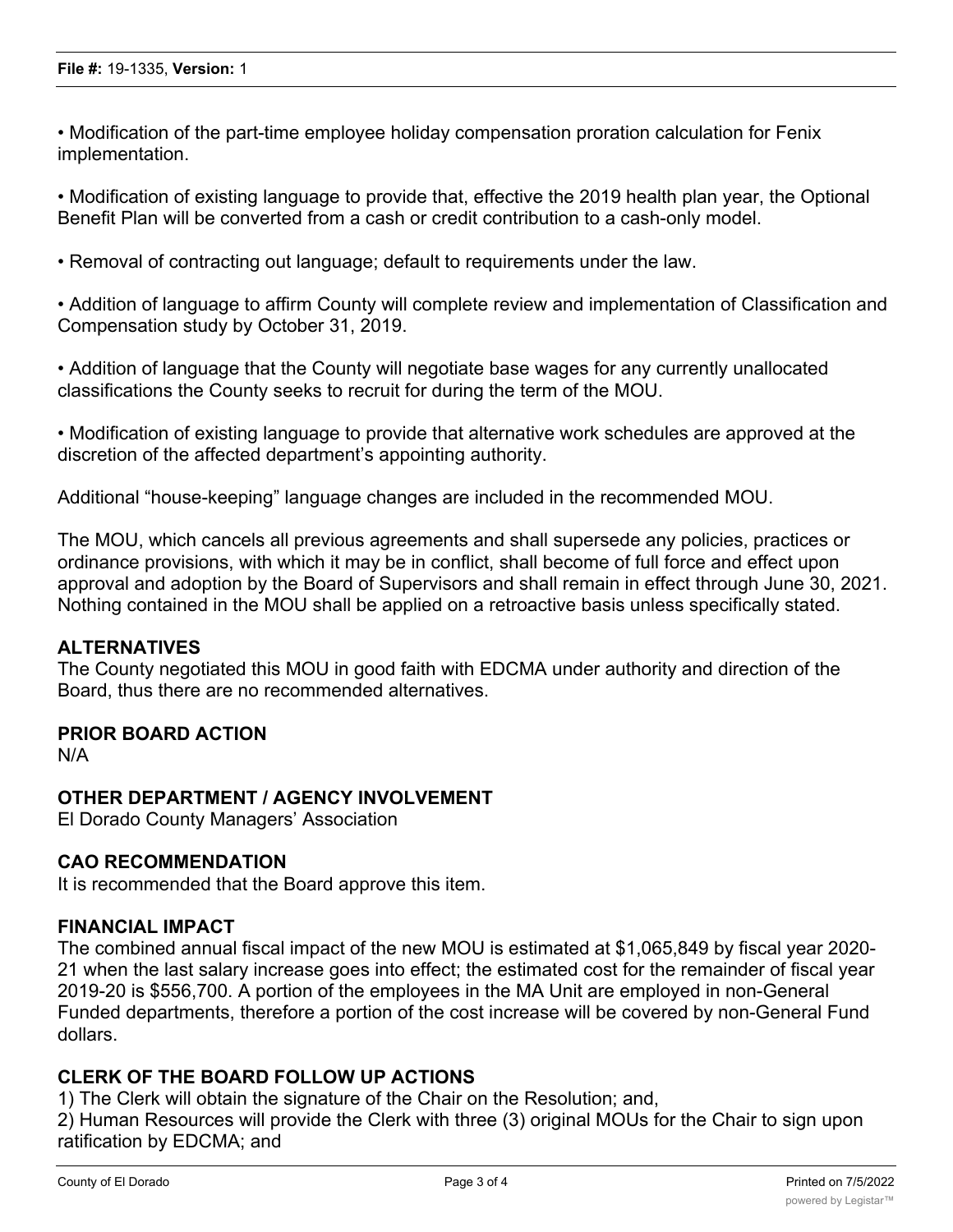• Modification of the part-time employee holiday compensation proration calculation for Fenix implementation.

• Modification of existing language to provide that, effective the 2019 health plan year, the Optional Benefit Plan will be converted from a cash or credit contribution to a cash-only model.

• Removal of contracting out language; default to requirements under the law.

• Addition of language to affirm County will complete review and implementation of Classification and Compensation study by October 31, 2019.

• Addition of language that the County will negotiate base wages for any currently unallocated classifications the County seeks to recruit for during the term of the MOU.

• Modification of existing language to provide that alternative work schedules are approved at the discretion of the affected department's appointing authority.

Additional "house-keeping" language changes are included in the recommended MOU.

The MOU, which cancels all previous agreements and shall supersede any policies, practices or ordinance provisions, with which it may be in conflict, shall become of full force and effect upon approval and adoption by the Board of Supervisors and shall remain in effect through June 30, 2021. Nothing contained in the MOU shall be applied on a retroactive basis unless specifically stated.

## ALTERNATIVES

The County negotiated this MOU in good faith with EDCMA under authority and direction of the Board, thus there are no recommended alternatives.

## PRIOR BOARD ACTION

N/A

## OTHER DEPARTMENT / AGENCY INVOLVEMENT

El Dorado County Managers' Association

## CAO RECOMMENDATION

It is recommended that the Board approve this item.

## FINANCIAL IMPACT

The combined annual fiscal impact of the new MOU is estimated at $1,065,849 by fiscal year 2020-21 when the last salary increase goes into effect; the estimated cost for the remainder of fiscal year 2019-20 is $556,700. A portion of the employees in the MA Unit are employed in non-General Funded departments, therefore a portion of the cost increase will be covered by non-General Fund dollars.

## CLERK OF THE BOARD FOLLOW UP ACTIONS

1) The Clerk will obtain the signature of the Chair on the Resolution; and,
2) Human Resources will provide the Clerk with three (3) original MOUs for the Chair to sign upon ratification by EDCMA; and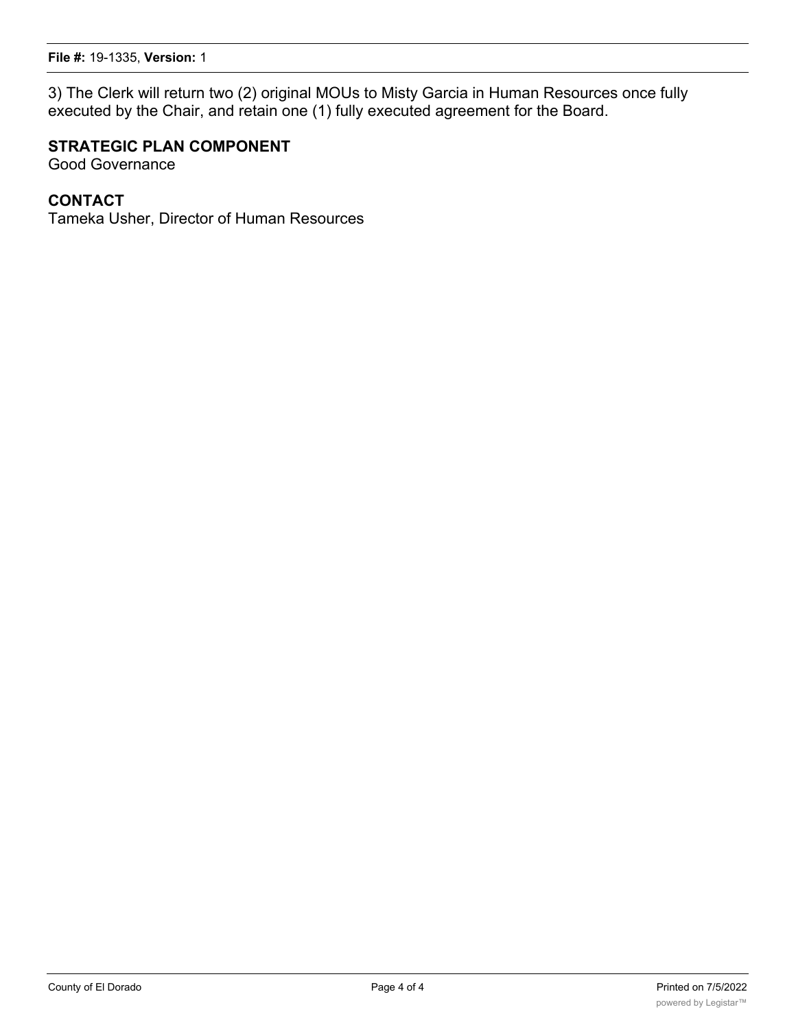3) The Clerk will return two (2) original MOUs to Misty Garcia in Human Resources once fully executed by the Chair, and retain one (1) fully executed agreement for the Board.

## STRATEGIC PLAN COMPONENT

Good Governance

## CONTACT

Tameka Usher, Director of Human Resources